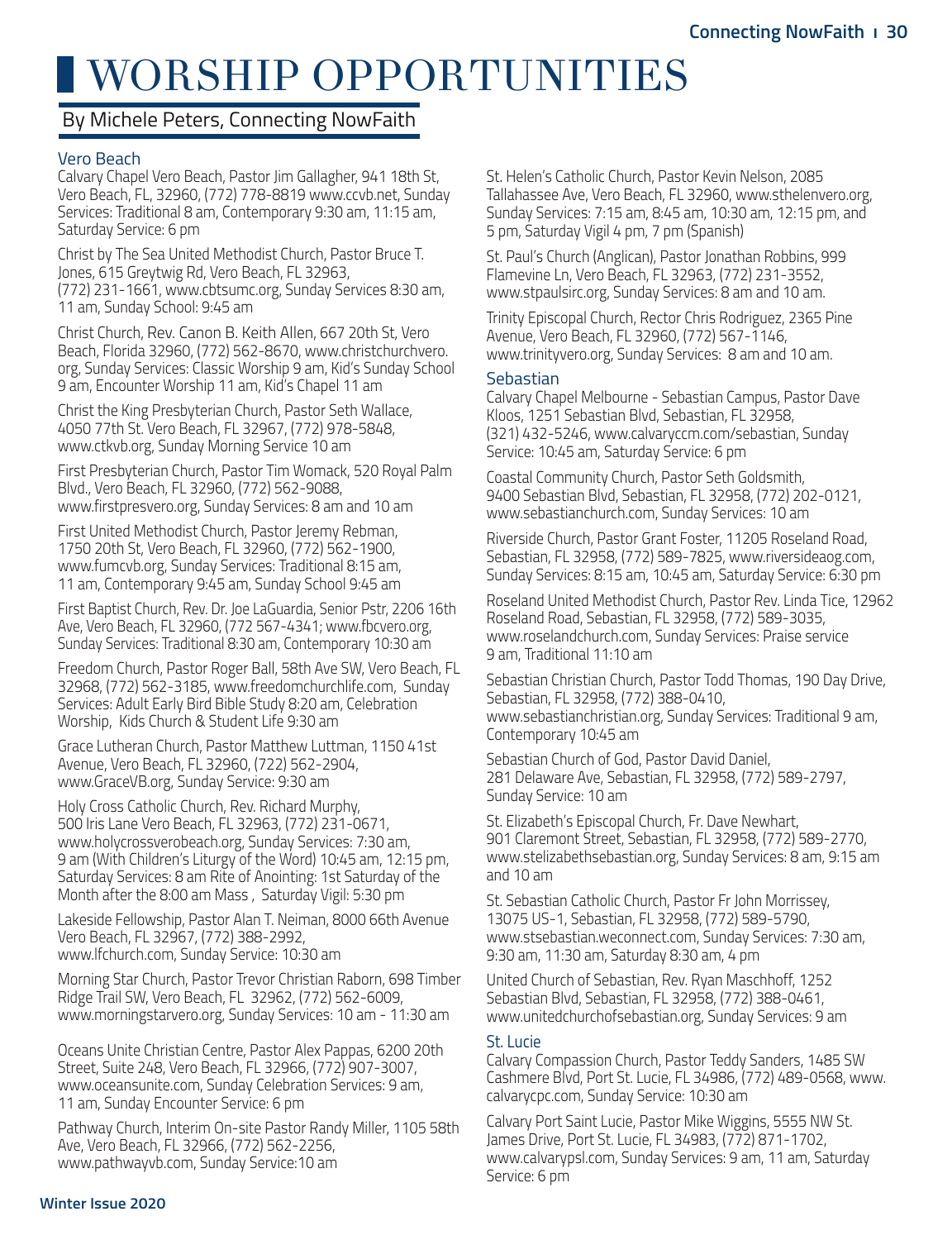# WORSHIP OPPORTUNITIES

By Michele Peters, Connecting NowFaith

### Vero Beach

Calvary Chapel Vero Beach, Pastor Jim Gallagher, 941 18th St, Vero Beach, FL, 32960, (772) 778-8819 www.ccvb.net, Sunday Services: Traditional 8 am, Contemporary 9:30 am, 11:15 am, Saturday Service: 6 pm

Christ by The Sea United Methodist Church, Pastor Bruce T. Jones, 615 Greytwig Rd, Vero Beach, FL 32963, (772) 231-1661, www.cbtsumc.org, Sunday Services 8:30 am, 11 am, Sunday School: 9:45 am

Christ Church, Rev. Canon B. Keith Allen, 667 20th St, Vero Beach, Florida 32960, (772) 562-8670, www.christchurchvero.org, Sunday Services: Classic Worship 9 am, Kid's Sunday School 9 am, Encounter Worship 11 am, Kid's Chapel 11 am

Christ the King Presbyterian Church, Pastor Seth Wallace, 4050 77th St. Vero Beach, FL 32967, (772) 978-5848, www.ctkvb.org, Sunday Morning Service 10 am

First Presbyterian Church, Pastor Tim Womack, 520 Royal Palm Blvd., Vero Beach, FL 32960, (772) 562-9088, www.firstpresvero.org, Sunday Services: 8 am and 10 am

First United Methodist Church, Pastor Jeremy Rebman, 1750 20th St, Vero Beach, FL 32960, (772) 562-1900, www.fumcvb.org, Sunday Services: Traditional 8:15 am, 11 am, Contemporary 9:45 am, Sunday School 9:45 am

First Baptist Church, Rev. Dr. Joe LaGuardia, Senior Pstr, 2206 16th Ave, Vero Beach, FL 32960, (772 567-4341; www.fbcvero.org, Sunday Services: Traditional 8:30 am, Contemporary 10:30 am

Freedom Church, Pastor Roger Ball, 58th Ave SW, Vero Beach, FL 32968, (772) 562-3185, www.freedomchurchlife.com, Sunday Services: Adult Early Bird Bible Study 8:20 am, Celebration Worship, Kids Church & Student Life 9:30 am

Grace Lutheran Church, Pastor Matthew Luttman, 1150 41st Avenue, Vero Beach, FL 32960, (722) 562-2904, www.GraceVB.org, Sunday Service: 9:30 am

Holy Cross Catholic Church, Rev. Richard Murphy, 500 Iris Lane Vero Beach, FL 32963, (772) 231-0671, www.holycrossverobeach.org, Sunday Services: 7:30 am, 9 am (With Children's Liturgy of the Word) 10:45 am, 12:15 pm, Saturday Services: 8 am Rite of Anointing: 1st Saturday of the Month after the 8:00 am Mass , Saturday Vigil: 5:30 pm

Lakeside Fellowship, Pastor Alan T. Neiman, 8000 66th Avenue Vero Beach, FL 32967, (772) 388-2992, www.lfchurch.com, Sunday Service: 10:30 am

Morning Star Church, Pastor Trevor Christian Raborn, 698 Timber Ridge Trail SW, Vero Beach, FL 32962, (772) 562-6009, www.morningstarvero.org, Sunday Services: 10 am - 11:30 am

Oceans Unite Christian Centre, Pastor Alex Pappas, 6200 20th Street, Suite 248, Vero Beach, FL 32966, (772) 907-3007, www.oceansunite.com, Sunday Celebration Services: 9 am, 11 am, Sunday Encounter Service: 6 pm

Pathway Church, Interim On-site Pastor Randy Miller, 1105 58th Ave, Vero Beach, FL 32966, (772) 562-2256, www.pathwayvb.com, Sunday Service:10 am

St. Helen's Catholic Church, Pastor Kevin Nelson, 2085 Tallahassee Ave, Vero Beach, FL 32960, www.sthelenvero.org, Sunday Services: 7:15 am, 8:45 am, 10:30 am, 12:15 pm, and 5 pm, Saturday Vigil 4 pm, 7 pm (Spanish)

St. Paul's Church (Anglican), Pastor Jonathan Robbins, 999 Flamevine Ln, Vero Beach, FL 32963, (772) 231-3552, www.stpaulsirc.org, Sunday Services: 8 am and 10 am.

Trinity Episcopal Church, Rector Chris Rodriguez, 2365 Pine Avenue, Vero Beach, FL 32960, (772) 567-1146, www.trinityvero.org, Sunday Services: 8 am and 10 am.

### Sebastian

Calvary Chapel Melbourne - Sebastian Campus, Pastor Dave Kloos, 1251 Sebastian Blvd, Sebastian, FL 32958, (321) 432-5246, www.calvaryccm.com/sebastian, Sunday Service: 10:45 am, Saturday Service: 6 pm

Coastal Community Church, Pastor Seth Goldsmith, 9400 Sebastian Blvd, Sebastian, FL 32958, (772) 202-0121, www.sebastianchurch.com, Sunday Services: 10 am

Riverside Church, Pastor Grant Foster, 11205 Roseland Road, Sebastian, FL 32958, (772) 589-7825, www.riversideaog.com, Sunday Services: 8:15 am, 10:45 am, Saturday Service: 6:30 pm

Roseland United Methodist Church, Pastor Rev. Linda Tice, 12962 Roseland Road, Sebastian, FL 32958, (772) 589-3035, www.roselandchurch.com, Sunday Services: Praise service 9 am, Traditional 11:10 am

Sebastian Christian Church, Pastor Todd Thomas, 190 Day Drive, Sebastian, FL 32958, (772) 388-0410, www.sebastianchristian.org, Sunday Services: Traditional 9 am, Contemporary 10:45 am

Sebastian Church of God, Pastor David Daniel, 281 Delaware Ave, Sebastian, FL 32958, (772) 589-2797, Sunday Service: 10 am

St. Elizabeth's Episcopal Church, Fr. Dave Newhart, 901 Claremont Street, Sebastian, FL 32958, (772) 589-2770, www.stelizabethsebastian.org, Sunday Services: 8 am, 9:15 am and 10 am

St. Sebastian Catholic Church, Pastor Fr John Morrissey, 13075 US-1, Sebastian, FL 32958, (772) 589-5790, www.stsebastian.weconnect.com, Sunday Services: 7:30 am, 9:30 am, 11:30 am, Saturday 8:30 am, 4 pm

United Church of Sebastian, Rev. Ryan Maschhoff, 1252 Sebastian Blvd, Sebastian, FL 32958, (772) 388-0461, www.unitedchurchofsebastian.org, Sunday Services: 9 am

### St. Lucie

Calvary Compassion Church, Pastor Teddy Sanders, 1485 SW Cashmere Blvd, Port St. Lucie, FL 34986, (772) 489-0568, www.calvarycpc.com, Sunday Service: 10:30 am

Calvary Port Saint Lucie, Pastor Mike Wiggins, 5555 NW St. James Drive, Port St. Lucie, FL 34983, (772) 871-1702, www.calvarypsl.com, Sunday Services: 9 am, 11 am, Saturday Service: 6 pm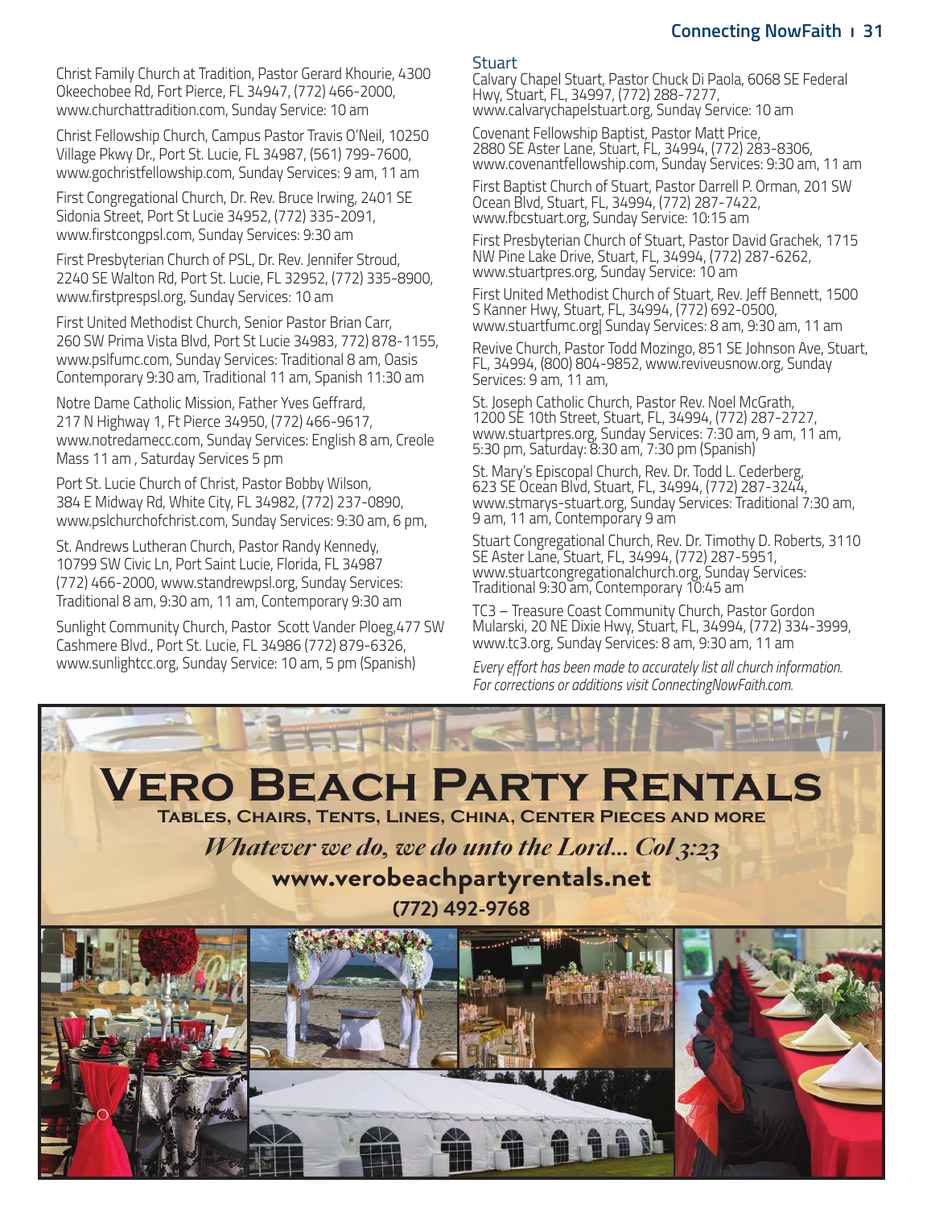Christ Family Church at Tradition, Pastor Gerard Khourie, 4300 Okeechobee Rd, Fort Pierce, FL 34947, (772) 466-2000, www.churchattradition.com, Sunday Service: 10 am

Christ Fellowship Church, Campus Pastor Travis O'Neil, 10250 Village Pkwy Dr., Port St. Lucie, FL 34987, (561) 799-7600, www.gochristfellowship.com, Sunday Services: 9 am, 11 am

First Congregational Church, Dr. Rev. Bruce Irwing, 2401 SE Sidonia Street, Port St Lucie 34952, (772) 335-2091, www.firstcongpsl.com, Sunday Services: 9:30 am

First Presbyterian Church of PSL, Dr. Rev. Jennifer Stroud, 2240 SE Walton Rd, Port St. Lucie, FL 32952, (772) 335-8900, www.firstprespsl.org, Sunday Services: 10 am

First United Methodist Church, Senior Pastor Brian Carr, 260 SW Prima Vista Blvd, Port St Lucie 34983, 772) 878-1155, www.pslfumc.com, Sunday Services: Traditional 8 am, Oasis Contemporary 9:30 am, Traditional 11 am, Spanish 11:30 am

Notre Dame Catholic Mission, Father Yves Geffrard, 217 N Highway 1, Ft Pierce 34950, (772) 466-9617, www.notredamecc.com, Sunday Services: English 8 am, Creole Mass 11 am , Saturday Services 5 pm

Port St. Lucie Church of Christ, Pastor Bobby Wilson, 384 E Midway Rd, White City, FL 34982, (772) 237-0890, www.pslchurchofchrist.com, Sunday Services: 9:30 am, 6 pm,

St. Andrews Lutheran Church, Pastor Randy Kennedy, 10799 SW Civic Ln, Port Saint Lucie, Florida, FL 34987 (772) 466-2000, www.standrewpsl.org, Sunday Services: Traditional 8 am, 9:30 am, 11 am, Contemporary 9:30 am

Sunlight Community Church, Pastor Scott Vander Ploeg,477 SW Cashmere Blvd., Port St. Lucie, FL 34986 (772) 879-6326, www.sunlightcc.org, Sunday Service: 10 am, 5 pm (Spanish)

### Stuart

Calvary Chapel Stuart, Pastor Chuck Di Paola, 6068 SE Federal Hwy, Stuart, FL, 34997, (772) 288-7277, www.calvarychapelstuart.org, Sunday Service: 10 am

Covenant Fellowship Baptist, Pastor Matt Price, 2880 SE Aster Lane, Stuart, FL, 34994, (772) 283-8306, www.covenantfellowship.com, Sunday Services: 9:30 am, 11 am

First Baptist Church of Stuart, Pastor Darrell P. Orman, 201 SW Ocean Blvd, Stuart, FL, 34994, (772) 287-7422, www.fbcstuart.org, Sunday Service: 10:15 am

First Presbyterian Church of Stuart, Pastor David Grachek, 1715 NW Pine Lake Drive, Stuart, FL, 34994, (772) 287-6262, www.stuartpres.org, Sunday Service: 10 am

First United Methodist Church of Stuart, Rev. Jeff Bennett, 1500 S Kanner Hwy, Stuart, FL, 34994, (772) 692-0500, www.stuartfumc.org| Sunday Services: 8 am, 9:30 am, 11 am

Revive Church, Pastor Todd Mozingo, 851 SE Johnson Ave, Stuart, FL, 34994, (800) 804-9852, www.reviveusnow.org, Sunday Services: 9 am, 11 am,

St. Joseph Catholic Church, Pastor Rev. Noel McGrath, 1200 SE 10th Street, Stuart, FL, 34994, (772) 287-2727, www.stuartpres.org, Sunday Services: 7:30 am, 9 am, 11 am, 5:30 pm, Saturday: 8:30 am, 7:30 pm (Spanish)

St. Mary's Episcopal Church, Rev. Dr. Todd L. Cederberg, 623 SE Ocean Blvd, Stuart, FL, 34994, (772) 287-3244, www.stmarys-stuart.org, Sunday Services: Traditional 7:30 am, 9 am, 11 am, Contemporary 9 am

Stuart Congregational Church, Rev. Dr. Timothy D. Roberts, 3110 SE Aster Lane, Stuart, FL, 34994, (772) 287-5951, www.stuartcongregationalchurch.org, Sunday Services: Traditional 9:30 am, Contemporary 10:45 am

TC3 – Treasure Coast Community Church, Pastor Gordon Mularski, 20 NE Dixie Hwy, Stuart, FL, 34994, (772) 334-3999, www.tc3.org, Sunday Services: 8 am, 9:30 am, 11 am

*Every effort has been made to accurately list all church information. For corrections or additions visit ConnectingNowFaith.com.*

# Vero Beach Party Rentals

**Tables, Chairs, Tents, Lines, China, Center Pieces and more**

*Whatever we do, we do unto the Lord... Col 3:23*

**www.verobeachpartyrentals.net**

**(772) 492-9768**